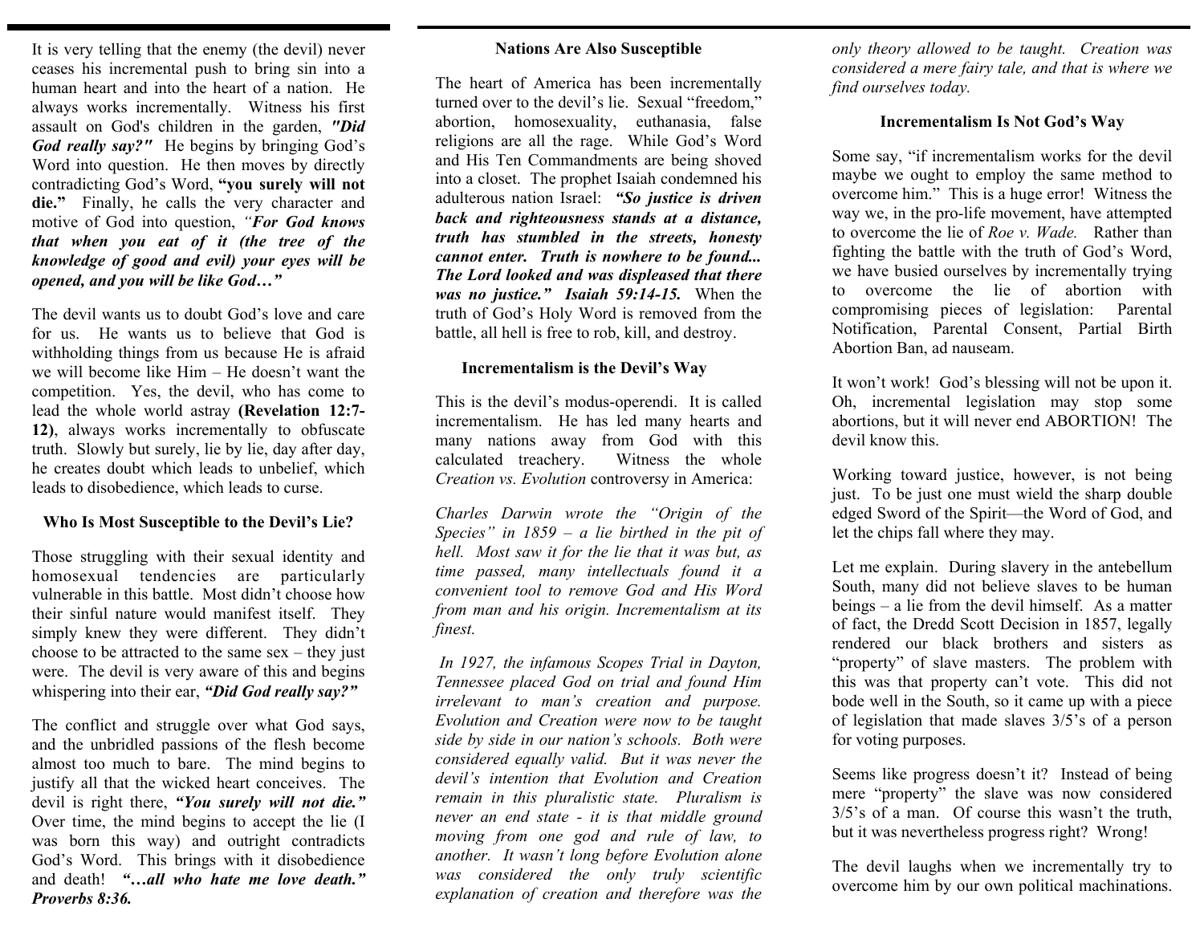It is very telling that the enemy (the devil) never ceases his incremental push to bring sin into a human heart and into the heart of a nation. He always works incrementally. Witness his first assault on God's children in the garden, ***"Did God really say?"*** He begins by bringing God's Word into question. He then moves by directly contradicting God's Word, **"you surely will not die."** Finally, he calls the very character and motive of God into question, *"**For God knows that when you eat of it (the tree of the knowledge of good and evil) your eyes will be opened, and you will be like God…"***

The devil wants us to doubt God's love and care for us. He wants us to believe that God is withholding things from us because He is afraid we will become like Him – He doesn't want the competition. Yes, the devil, who has come to lead the whole world astray **(Revelation 12:7-12)**, always works incrementally to obfuscate truth. Slowly but surely, lie by lie, day after day, he creates doubt which leads to unbelief, which leads to disobedience, which leads to curse.

### Who Is Most Susceptible to the Devil's Lie?

Those struggling with their sexual identity and homosexual tendencies are particularly vulnerable in this battle. Most didn't choose how their sinful nature would manifest itself. They simply knew they were different. They didn't choose to be attracted to the same sex – they just were. The devil is very aware of this and begins whispering into their ear, ***"Did God really say?"***

The conflict and struggle over what God says, and the unbridled passions of the flesh become almost too much to bare. The mind begins to justify all that the wicked heart conceives. The devil is right there, ***"You surely will not die."*** Over time, the mind begins to accept the lie (I was born this way) and outright contradicts God's Word. This brings with it disobedience and death! ***"…all who hate me love death." Proverbs 8:36.***

### Nations Are Also Susceptible

The heart of America has been incrementally turned over to the devil's lie. Sexual "freedom," abortion, homosexuality, euthanasia, false religions are all the rage. While God's Word and His Ten Commandments are being shoved into a closet. The prophet Isaiah condemned his adulterous nation Israel: ***"So justice is driven back and righteousness stands at a distance, truth has stumbled in the streets, honesty cannot enter. Truth is nowhere to be found... The Lord looked and was displeased that there was no justice." Isaiah 59:14-15.*** When the truth of God's Holy Word is removed from the battle, all hell is free to rob, kill, and destroy.

### Incrementalism is the Devil's Way

This is the devil's modus-operendi. It is called incrementalism. He has led many hearts and many nations away from God with this calculated treachery. Witness the whole *Creation vs. Evolution* controversy in America:

*Charles Darwin wrote the "Origin of the Species" in 1859 – a lie birthed in the pit of hell. Most saw it for the lie that it was but, as time passed, many intellectuals found it a convenient tool to remove God and His Word from man and his origin. Incrementalism at its finest.*

*In 1927, the infamous Scopes Trial in Dayton, Tennessee placed God on trial and found Him irrelevant to man's creation and purpose. Evolution and Creation were now to be taught side by side in our nation's schools. Both were considered equally valid. But it was never the devil's intention that Evolution and Creation remain in this pluralistic state. Pluralism is never an end state - it is that middle ground moving from one god and rule of law, to another. It wasn't long before Evolution alone was considered the only truly scientific explanation of creation and therefore was the only theory allowed to be taught. Creation was considered a mere fairy tale, and that is where we find ourselves today.*

### Incrementalism Is Not God's Way

Some say, "if incrementalism works for the devil maybe we ought to employ the same method to overcome him." This is a huge error! Witness the way we, in the pro-life movement, have attempted to overcome the lie of *Roe v. Wade.* Rather than fighting the battle with the truth of God's Word, we have busied ourselves by incrementally trying to overcome the lie of abortion with compromising pieces of legislation: Parental Notification, Parental Consent, Partial Birth Abortion Ban, ad nauseam.

It won't work! God's blessing will not be upon it. Oh, incremental legislation may stop some abortions, but it will never end ABORTION! The devil know this.

Working toward justice, however, is not being just. To be just one must wield the sharp double edged Sword of the Spirit—the Word of God, and let the chips fall where they may.

Let me explain. During slavery in the antebellum South, many did not believe slaves to be human beings – a lie from the devil himself. As a matter of fact, the Dredd Scott Decision in 1857, legally rendered our black brothers and sisters as "property" of slave masters. The problem with this was that property can't vote. This did not bode well in the South, so it came up with a piece of legislation that made slaves 3/5's of a person for voting purposes.

Seems like progress doesn't it? Instead of being mere "property" the slave was now considered 3/5's of a man. Of course this wasn't the truth, but it was nevertheless progress right? Wrong!

The devil laughs when we incrementally try to overcome him by our own political machinations.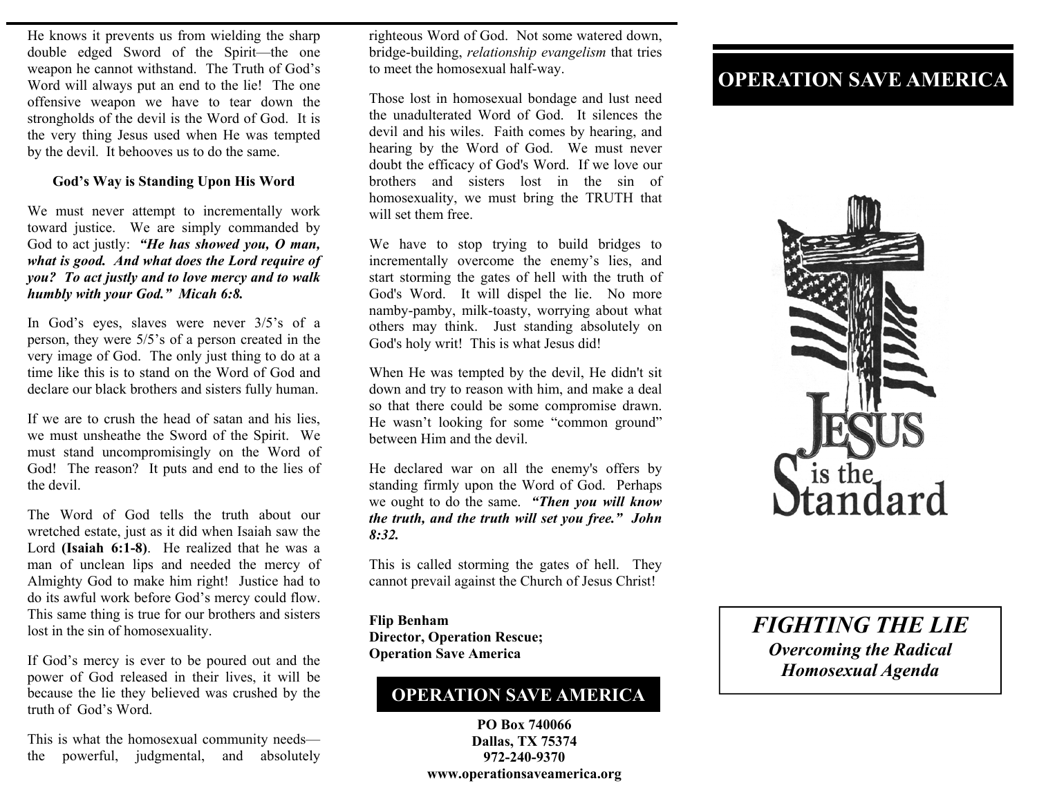He knows it prevents us from wielding the sharp double edged Sword of the Spirit—the one weapon he cannot withstand. The Truth of God's Word will always put an end to the lie! The one offensive weapon we have to tear down the strongholds of the devil is the Word of God. It is the very thing Jesus used when He was tempted by the devil. It behooves us to do the same.

**God's Way is Standing Upon His Word**

We must never attempt to incrementally work toward justice. We are simply commanded by God to act justly: ***"He has showed you, O man, what is good. And what does the Lord require of you? To act justly and to love mercy and to walk humbly with your God." Micah 6:8.***

In God's eyes, slaves were never 3/5's of a person, they were 5/5's of a person created in the very image of God. The only just thing to do at a time like this is to stand on the Word of God and declare our black brothers and sisters fully human.

If we are to crush the head of satan and his lies, we must unsheathe the Sword of the Spirit. We must stand uncompromisingly on the Word of God! The reason? It puts and end to the lies of the devil.

The Word of God tells the truth about our wretched estate, just as it did when Isaiah saw the Lord **(Isaiah 6:1-8)**. He realized that he was a man of unclean lips and needed the mercy of Almighty God to make him right! Justice had to do its awful work before God's mercy could flow. This same thing is true for our brothers and sisters lost in the sin of homosexuality.

If God's mercy is ever to be poured out and the power of God released in their lives, it will be because the lie they believed was crushed by the truth of God's Word.

This is what the homosexual community needs—the powerful, judgmental, and absolutely righteous Word of God. Not some watered down, bridge-building, *relationship evangelism* that tries to meet the homosexual half-way.

Those lost in homosexual bondage and lust need the unadulterated Word of God. It silences the devil and his wiles. Faith comes by hearing, and hearing by the Word of God. We must never doubt the efficacy of God's Word. If we love our brothers and sisters lost in the sin of homosexuality, we must bring the TRUTH that will set them free.

We have to stop trying to build bridges to incrementally overcome the enemy's lies, and start storming the gates of hell with the truth of God's Word. It will dispel the lie. No more namby-pamby, milk-toasty, worrying about what others may think. Just standing absolutely on God's holy writ! This is what Jesus did!

When He was tempted by the devil, He didn't sit down and try to reason with him, and make a deal so that there could be some compromise drawn. He wasn't looking for some "common ground" between Him and the devil.

He declared war on all the enemy's offers by standing firmly upon the Word of God. Perhaps we ought to do the same. ***"Then you will know the truth, and the truth will set you free." John 8:32.***

This is called storming the gates of hell. They cannot prevail against the Church of Jesus Christ!

**Flip Benham**
**Director, Operation Rescue;**
**Operation Save America**

**OPERATION SAVE AMERICA**

**PO Box 740066**
**Dallas, TX 75374**
**972-240-9370**
**www.operationsaveamerica.org**

# OPERATION SAVE AMERICA

JESUS is the Standard

# *FIGHTING THE LIE*

## *Overcoming the Radical Homosexual Agenda*